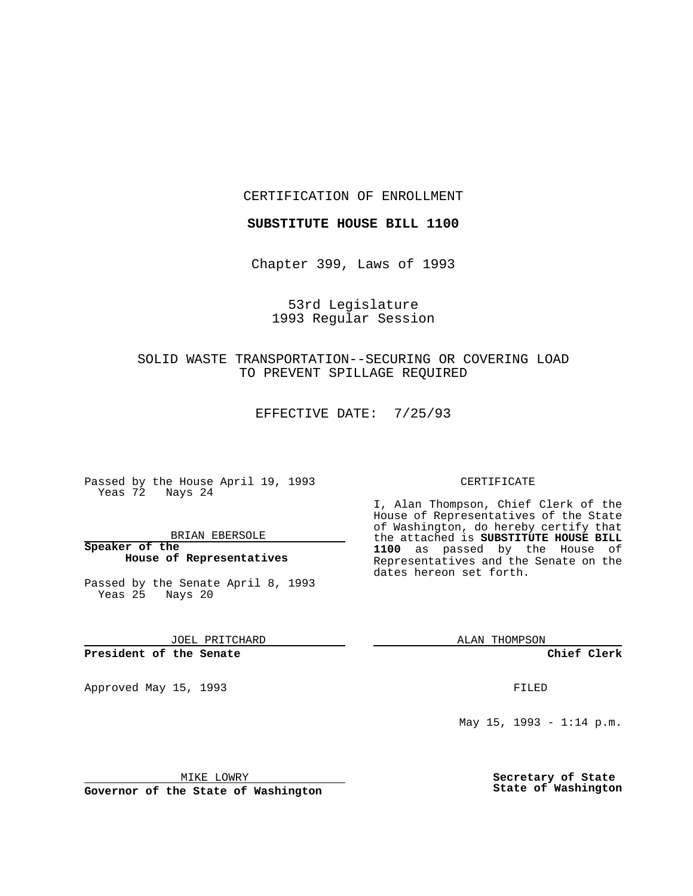CERTIFICATION OF ENROLLMENT

**SUBSTITUTE HOUSE BILL 1100**

Chapter 399, Laws of 1993

53rd Legislature
1993 Regular Session

SOLID WASTE TRANSPORTATION--SECURING OR COVERING LOAD TO PREVENT SPILLAGE REQUIRED

EFFECTIVE DATE: 7/25/93

Passed by the House April 19, 1993
Yeas 72 Nays 24

BRIAN EBERSOLE

**Speaker of the House of Representatives**

Passed by the Senate April 8, 1993
Yeas 25 Nays 20

JOEL PRITCHARD

**President of the Senate**

Approved May 15, 1993

MIKE LOWRY

**Governor of the State of Washington**

CERTIFICATE

I, Alan Thompson, Chief Clerk of the House of Representatives of the State of Washington, do hereby certify that the attached is **SUBSTITUTE HOUSE BILL 1100** as passed by the House of Representatives and the Senate on the dates hereon set forth.

ALAN THOMPSON

**Chief Clerk**

FILED

May 15, 1993 - 1:14 p.m.

**Secretary of State State of Washington**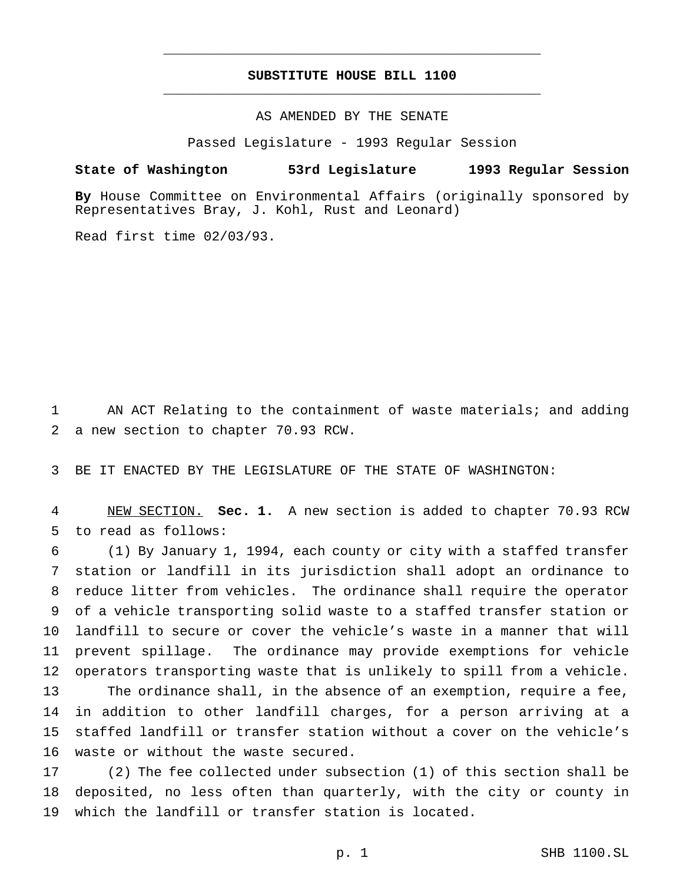**SUBSTITUTE HOUSE BILL 1100**

AS AMENDED BY THE SENATE

Passed Legislature - 1993 Regular Session

**State of Washington 53rd Legislature 1993 Regular Session**

**By** House Committee on Environmental Affairs (originally sponsored by Representatives Bray, J. Kohl, Rust and Leonard)

Read first time 02/03/93.

AN ACT Relating to the containment of waste materials; and adding a new section to chapter 70.93 RCW.

BE IT ENACTED BY THE LEGISLATURE OF THE STATE OF WASHINGTON:

NEW SECTION. **Sec. 1.** A new section is added to chapter 70.93 RCW to read as follows:

(1) By January 1, 1994, each county or city with a staffed transfer station or landfill in its jurisdiction shall adopt an ordinance to reduce litter from vehicles. The ordinance shall require the operator of a vehicle transporting solid waste to a staffed transfer station or landfill to secure or cover the vehicle's waste in a manner that will prevent spillage. The ordinance may provide exemptions for vehicle operators transporting waste that is unlikely to spill from a vehicle.

The ordinance shall, in the absence of an exemption, require a fee, in addition to other landfill charges, for a person arriving at a staffed landfill or transfer station without a cover on the vehicle's waste or without the waste secured.

(2) The fee collected under subsection (1) of this section shall be deposited, no less often than quarterly, with the city or county in which the landfill or transfer station is located.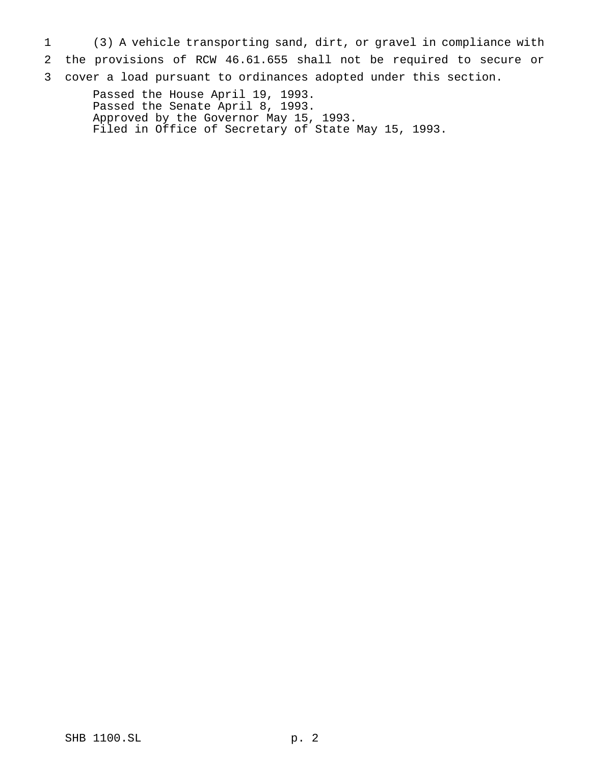(3) A vehicle transporting sand, dirt, or gravel in compliance with the provisions of RCW 46.61.655 shall not be required to secure or cover a load pursuant to ordinances adopted under this section.

Passed the House April 19, 1993.
Passed the Senate April 8, 1993.
Approved by the Governor May 15, 1993.
Filed in Office of Secretary of State May 15, 1993.